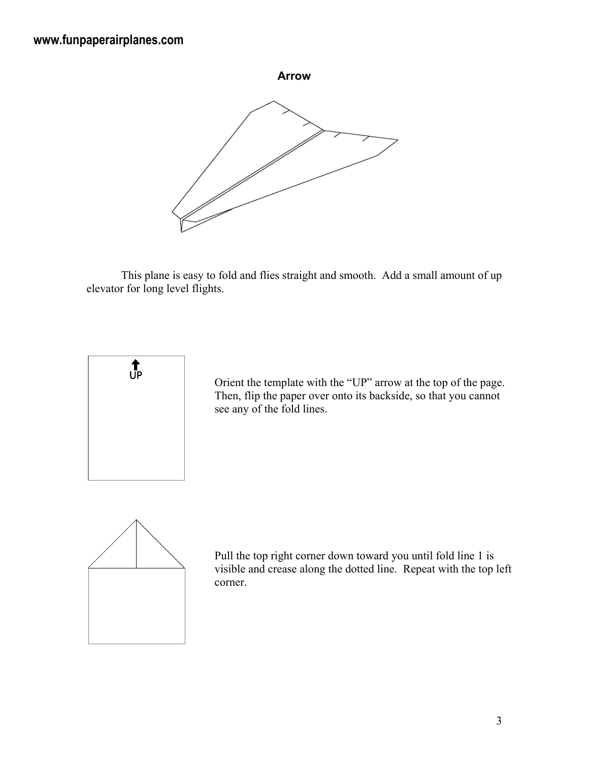**www.funpaperairplanes.com**

## Arrow

This plane is easy to fold and flies straight and smooth. Add a small amount of up elevator for long level flights.

Orient the template with the "UP" arrow at the top of the page. Then, flip the paper over onto its backside, so that you cannot see any of the fold lines.

Pull the top right corner down toward you until fold line 1 is visible and crease along the dotted line. Repeat with the top left corner.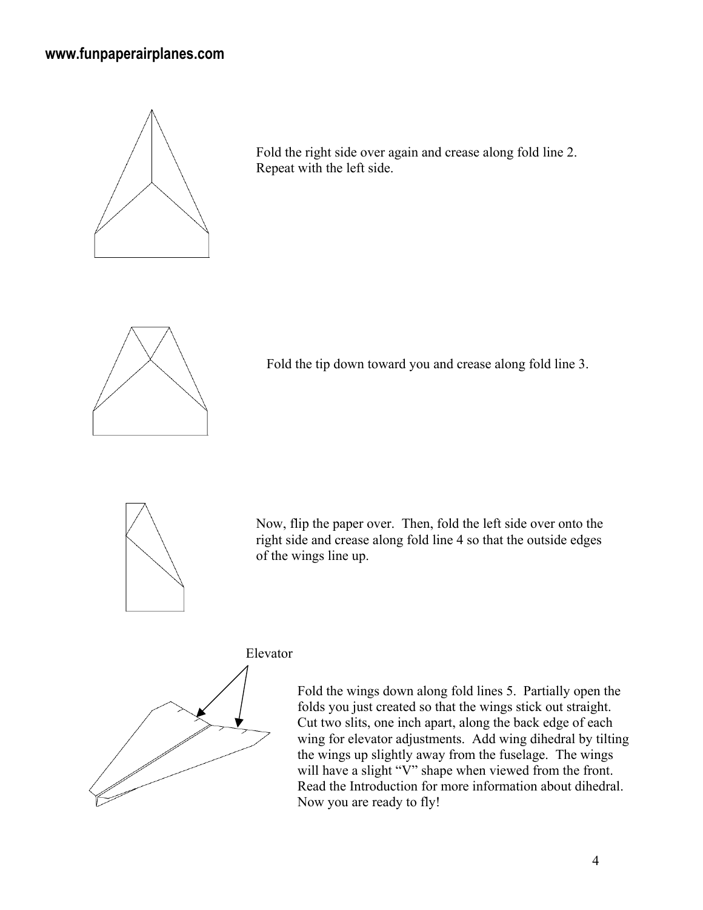Fold the right side over again and crease along fold line 2. Repeat with the left side.

Fold the tip down toward you and crease along fold line 3.

Now, flip the paper over. Then, fold the left side over onto the right side and crease along fold line 4 so that the outside edges of the wings line up.

Elevator

Fold the wings down along fold lines 5. Partially open the folds you just created so that the wings stick out straight. Cut two slits, one inch apart, along the back edge of each wing for elevator adjustments. Add wing dihedral by tilting the wings up slightly away from the fuselage. The wings will have a slight "V" shape when viewed from the front. Read the Introduction for more information about dihedral. Now you are ready to fly!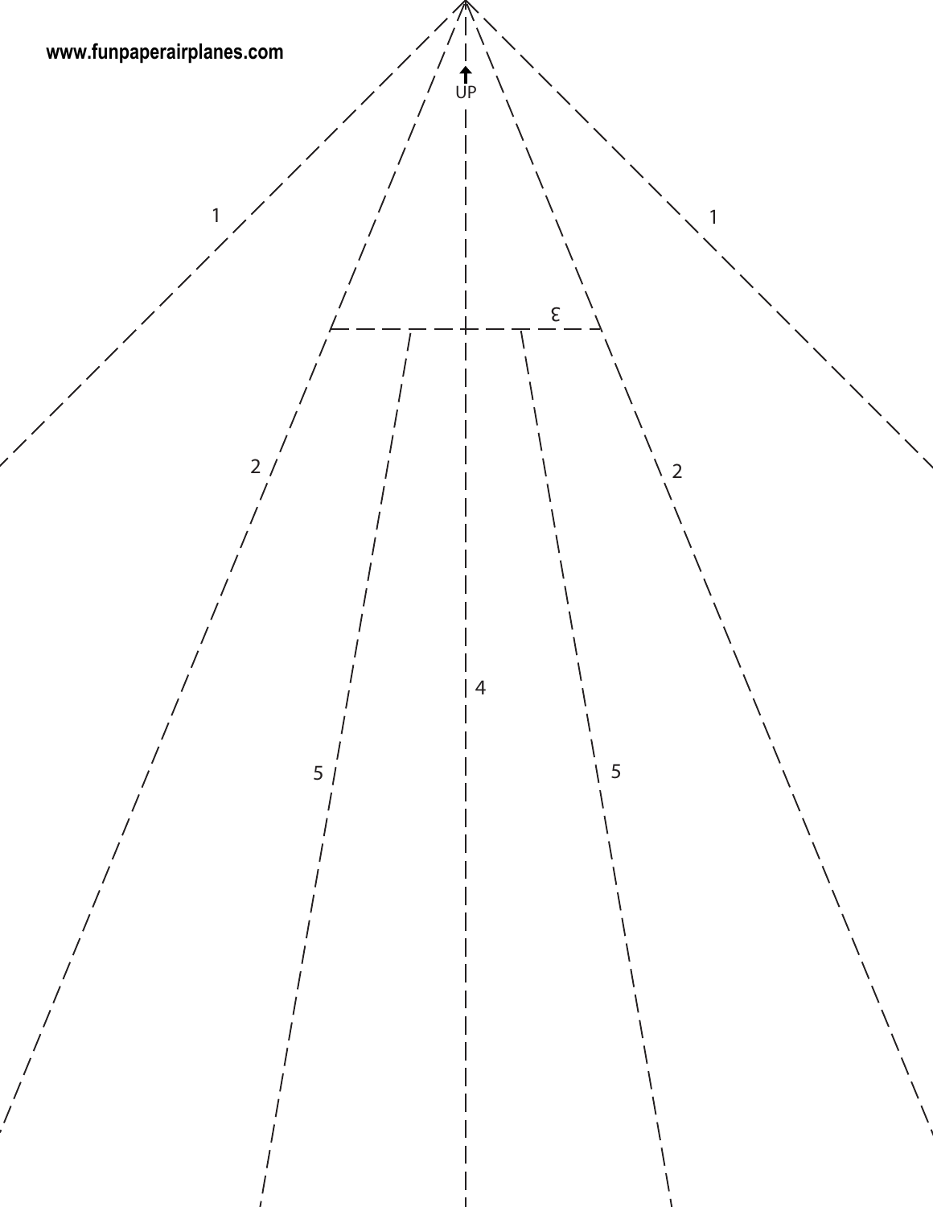www.funpaperairplanes.com

UP

1

1

3

2

2

4

5

5